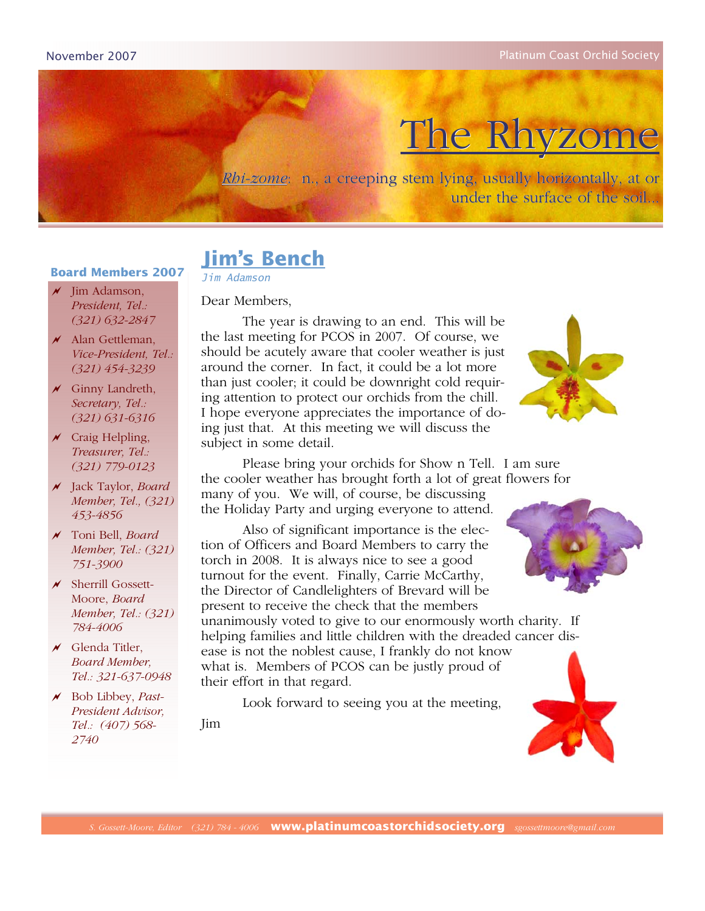November 2007

Platinum Coast Orchid Society

# The Rhyzome

*Rhi-zome*: n., a creeping stem lying, usually horizontally, at or under the surface of the soil...

### Board Members 2007

- Jim Adamson, *President, Tel.: (321) 632-2847*
- Alan Gettleman, *Vice-President, Tel.: (321) 454-3239*
- Ginny Landreth, *Secretary, Tel.: (321) 631-6316*
- Craig Helpling, *Treasurer, Tel.: (321) 779-0123*
- Jack Taylor, *Board Member, Tel., (321) 453-4856*
- Toni Bell, *Board Member, Tel.: (321) 751-3900*
- Sherrill Gossett-Moore, *Board Member, Tel.: (321) 784-4006*
- Glenda Titler, *Board Member, Tel.: 321-637-0948*
- Bob Libbey, *Past-President Advisor, Tel.: (407) 568-2740*

## Jim's Bench

*Jim Adamson*

Dear Members,

The year is drawing to an end. This will be the last meeting for PCOS in 2007. Of course, we should be acutely aware that cooler weather is just around the corner. In fact, it could be a lot more than just cooler; it could be downright cold requiring attention to protect our orchids from the chill. I hope everyone appreciates the importance of doing just that. At this meeting we will discuss the subject in some detail.

Please bring your orchids for Show n Tell. I am sure the cooler weather has brought forth a lot of great flowers for many of you. We will, of course, be discussing the Holiday Party and urging everyone to attend.

Also of significant importance is the election of Officers and Board Members to carry the torch in 2008. It is always nice to see a good turnout for the event. Finally, Carrie McCarthy, the Director of Candlelighters of Brevard will be present to receive the check that the members unanimously voted to give to our enormously worth charity. If helping families and little children with the dreaded cancer disease is not the noblest cause, I frankly do not know what is. Members of PCOS can be justly proud of their effort in that regard.

Look forward to seeing you at the meeting,

Jim

S. Gossett-Moore, Editor (321) 784 - 4006 **www.platinumcoastorchidsociety.org** sgossettmoore@gmail.com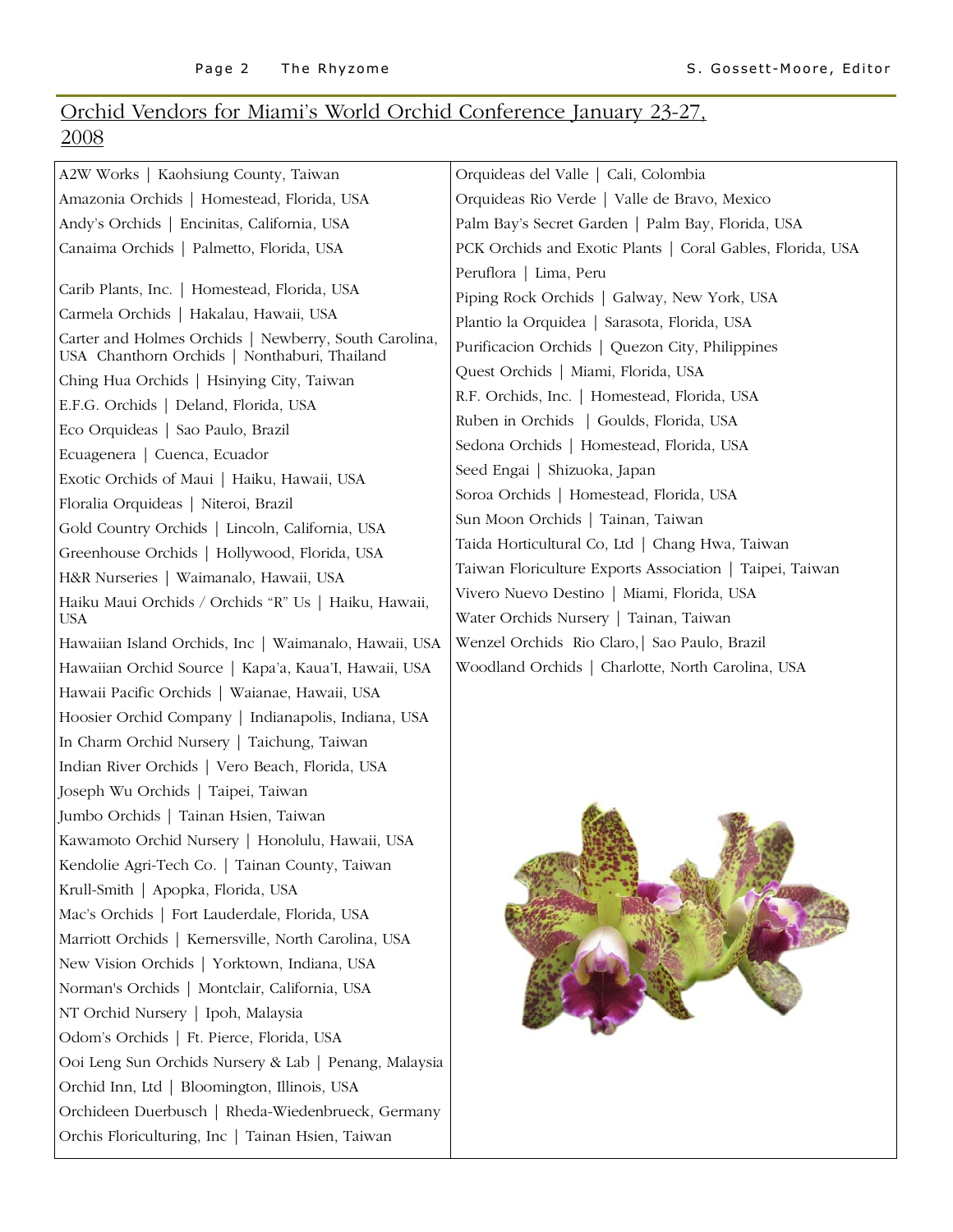## Orchid Vendors for Miami's World Orchid Conference January 23-27, 2008

A2W Works | Kaohsiung County, Taiwan
Amazonia Orchids | Homestead, Florida, USA
Andy's Orchids | Encinitas, California, USA
Canaima Orchids | Palmetto, Florida, USA
Carib Plants, Inc. | Homestead, Florida, USA
Carmela Orchids | Hakalau, Hawaii, USA
Carter and Holmes Orchids | Newberry, South Carolina, USA
Chanthorn Orchids | Nonthaburi, Thailand
Ching Hua Orchids | Hsinying City, Taiwan
E.F.G. Orchids | Deland, Florida, USA
Eco Orquideas | Sao Paulo, Brazil
Ecuagenera | Cuenca, Ecuador
Exotic Orchids of Maui | Haiku, Hawaii, USA
Floralia Orquideas | Niteroi, Brazil
Gold Country Orchids | Lincoln, California, USA
Greenhouse Orchids | Hollywood, Florida, USA
H&R Nurseries | Waimanalo, Hawaii, USA
Haiku Maui Orchids / Orchids "R" Us | Haiku, Hawaii, USA
Hawaiian Island Orchids, Inc | Waimanalo, Hawaii, USA
Hawaiian Orchid Source | Kapa'a, Kaua'I, Hawaii, USA
Hawaii Pacific Orchids | Waianae, Hawaii, USA
Hoosier Orchid Company | Indianapolis, Indiana, USA
In Charm Orchid Nursery | Taichung, Taiwan
Indian River Orchids | Vero Beach, Florida, USA
Joseph Wu Orchids | Taipei, Taiwan
Jumbo Orchids | Tainan Hsien, Taiwan
Kawamoto Orchid Nursery | Honolulu, Hawaii, USA
Kendolie Agri-Tech Co. | Tainan County, Taiwan
Krull-Smith | Apopka, Florida, USA
Mac's Orchids | Fort Lauderdale, Florida, USA
Marriott Orchids | Kernersville, North Carolina, USA
New Vision Orchids | Yorktown, Indiana, USA
Norman's Orchids | Montclair, California, USA
NT Orchid Nursery | Ipoh, Malaysia
Odom's Orchids | Ft. Pierce, Florida, USA
Ooi Leng Sun Orchids Nursery & Lab | Penang, Malaysia
Orchid Inn, Ltd | Bloomington, Illinois, USA
Orchideen Duerbusch | Rheda-Wiedenbrueck, Germany
Orchis Floriculturing, Inc | Tainan Hsien, Taiwan
Orquideas del Valle | Cali, Colombia
Orquideas Rio Verde | Valle de Bravo, Mexico
Palm Bay's Secret Garden | Palm Bay, Florida, USA
PCK Orchids and Exotic Plants | Coral Gables, Florida, USA
Peruflora | Lima, Peru
Piping Rock Orchids | Galway, New York, USA
Plantio la Orquidea | Sarasota, Florida, USA
Purificacion Orchids | Quezon City, Philippines
Quest Orchids | Miami, Florida, USA
R.F. Orchids, Inc. | Homestead, Florida, USA
Ruben in Orchids | Goulds, Florida, USA
Sedona Orchids | Homestead, Florida, USA
Seed Engai | Shizuoka, Japan
Soroa Orchids | Homestead, Florida, USA
Sun Moon Orchids | Tainan, Taiwan
Taida Horticultural Co, Ltd | Chang Hwa, Taiwan
Taiwan Floriculture Exports Association | Taipei, Taiwan
Vivero Nuevo Destino | Miami, Florida, USA
Water Orchids Nursery | Tainan, Taiwan
Wenzel Orchids Rio Claro,| Sao Paulo, Brazil
Woodland Orchids | Charlotte, North Carolina, USA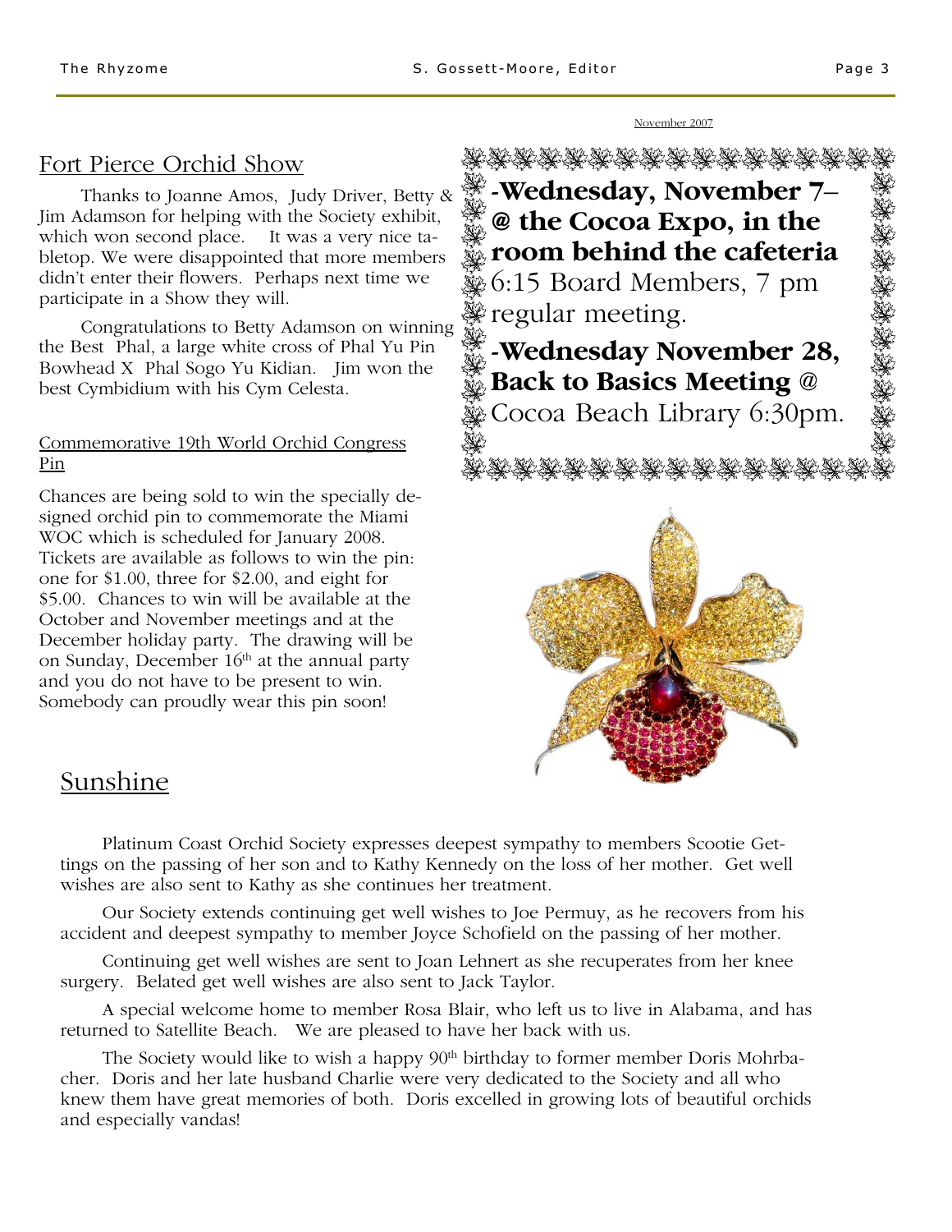## Fort Pierce Orchid Show

Thanks to Joanne Amos, Judy Driver, Betty & Jim Adamson for helping with the Society exhibit, which won second place. It was a very nice tabletop. We were disappointed that more members didn't enter their flowers. Perhaps next time we participate in a Show they will.

Congratulations to Betty Adamson on winning the Best Phal, a large white cross of Phal Yu Pin Bowhead X Phal Sogo Yu Kidian. Jim won the best Cymbidium with his Cym Celesta.

### Commemorative 19th World Orchid Congress Pin

Chances are being sold to win the specially designed orchid pin to commemorate the Miami WOC which is scheduled for January 2008. Tickets are available as follows to win the pin: one for $1.00, three for $2.00, and eight for $5.00. Chances to win will be available at the October and November meetings and at the December holiday party. The drawing will be on Sunday, December 16th at the annual party and you do not have to be present to win. Somebody can proudly wear this pin soon!

November 2007

**-Wednesday, November 7– @ the Cocoa Expo, in the room behind the cafeteria** 6:15 Board Members, 7 pm regular meeting.

**-Wednesday November 28, Back to Basics Meeting @** Cocoa Beach Library 6:30pm.

## Sunshine

Platinum Coast Orchid Society expresses deepest sympathy to members Scootie Gettings on the passing of her son and to Kathy Kennedy on the loss of her mother. Get well wishes are also sent to Kathy as she continues her treatment.

Our Society extends continuing get well wishes to Joe Permuy, as he recovers from his accident and deepest sympathy to member Joyce Schofield on the passing of her mother.

Continuing get well wishes are sent to Joan Lehnert as she recuperates from her knee surgery. Belated get well wishes are also sent to Jack Taylor.

A special welcome home to member Rosa Blair, who left us to live in Alabama, and has returned to Satellite Beach. We are pleased to have her back with us.

The Society would like to wish a happy 90th birthday to former member Doris Mohrbacher. Doris and her late husband Charlie were very dedicated to the Society and all who knew them have great memories of both. Doris excelled in growing lots of beautiful orchids and especially vandas!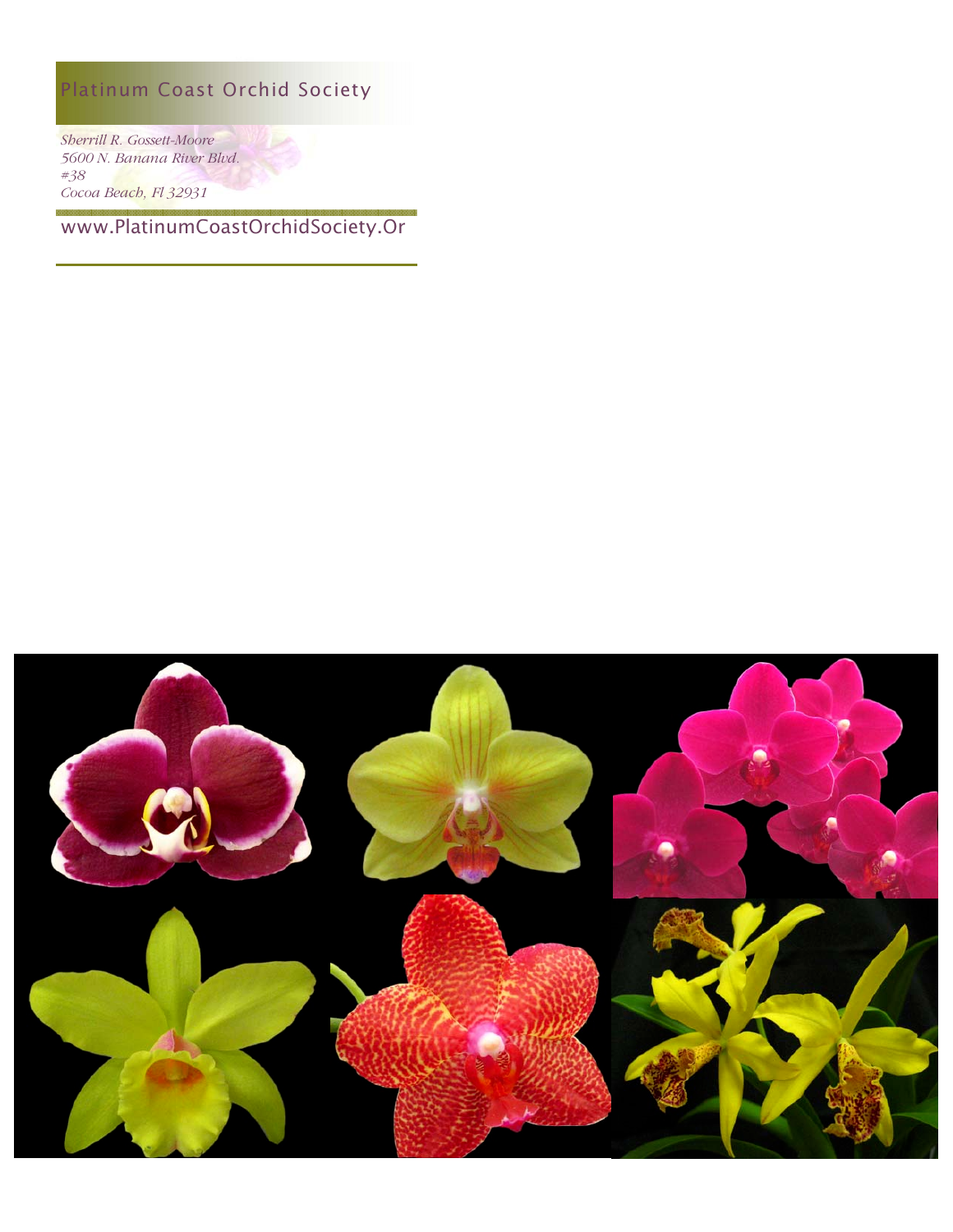Platinum Coast Orchid Society

*Sherrill R. Gossett-Moore*
*5600 N. Banana River Blvd.*
*#38*
*Cocoa Beach, Fl 32931*

www.PlatinumCoastOrchidSociety.Or